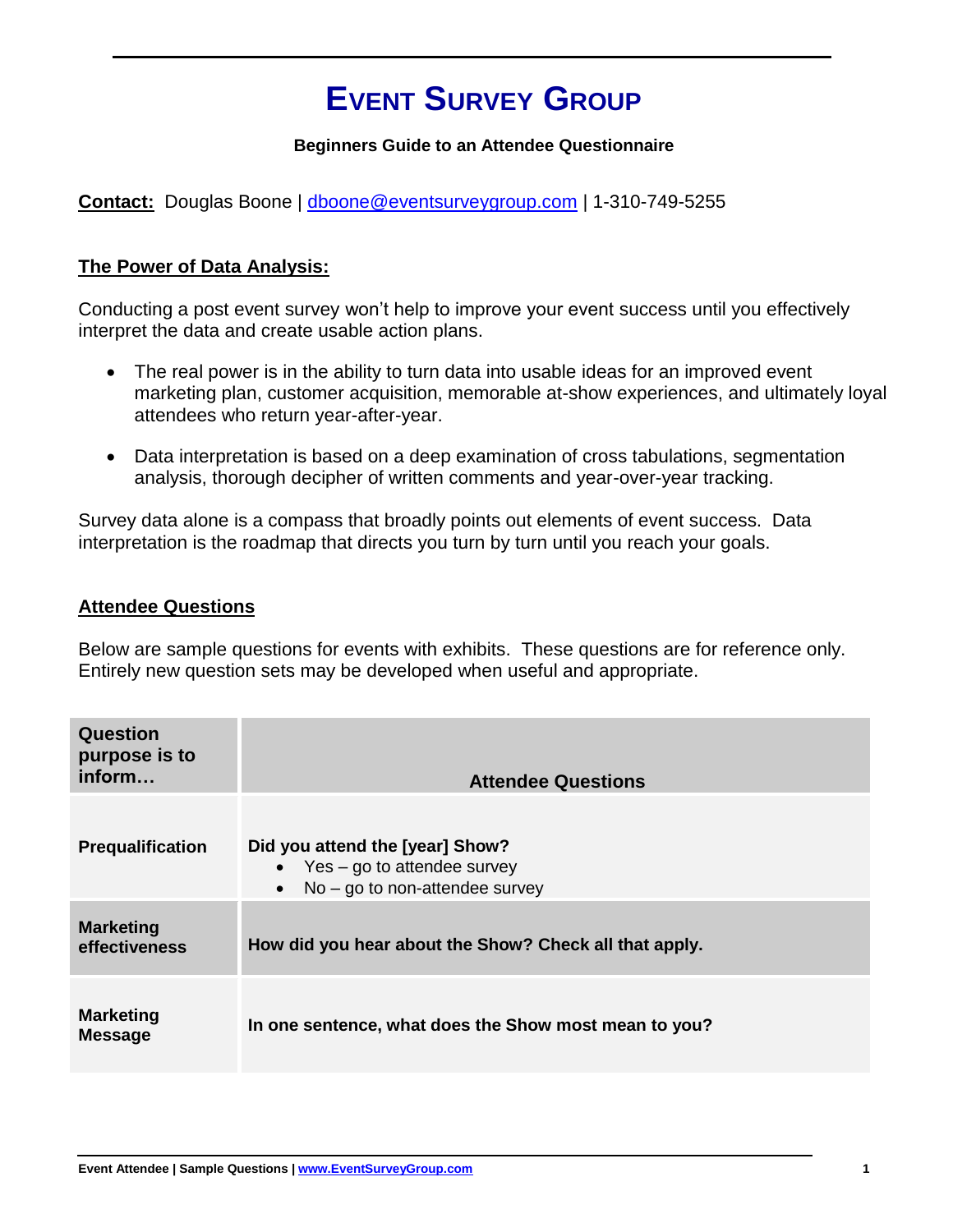# EVENT SURVEY GROUP

**Beginners Guide to an Attendee Questionnaire**

**Contact:** Douglas Boone | dboone@eventsurveygroup.com | 1-310-749-5255

## The Power of Data Analysis:

Conducting a post event survey won't help to improve your event success until you effectively interpret the data and create usable action plans.

- The real power is in the ability to turn data into usable ideas for an improved event marketing plan, customer acquisition, memorable at-show experiences, and ultimately loyal attendees who return year-after-year.
- Data interpretation is based on a deep examination of cross tabulations, segmentation analysis, thorough decipher of written comments and year-over-year tracking.

Survey data alone is a compass that broadly points out elements of event success. Data interpretation is the roadmap that directs you turn by turn until you reach your goals.

## Attendee Questions

Below are sample questions for events with exhibits. These questions are for reference only. Entirely new question sets may be developed when useful and appropriate.

| Question purpose is to inform… | Attendee Questions |
|---|---|
| **Prequalification** | **Did you attend the [year] Show?**<br>• Yes – go to attendee survey<br>• No – go to non-attendee survey |
| **Marketing effectiveness** | **How did you hear about the Show? Check all that apply.** |
| **Marketing Message** | **In one sentence, what does the Show most mean to you?** |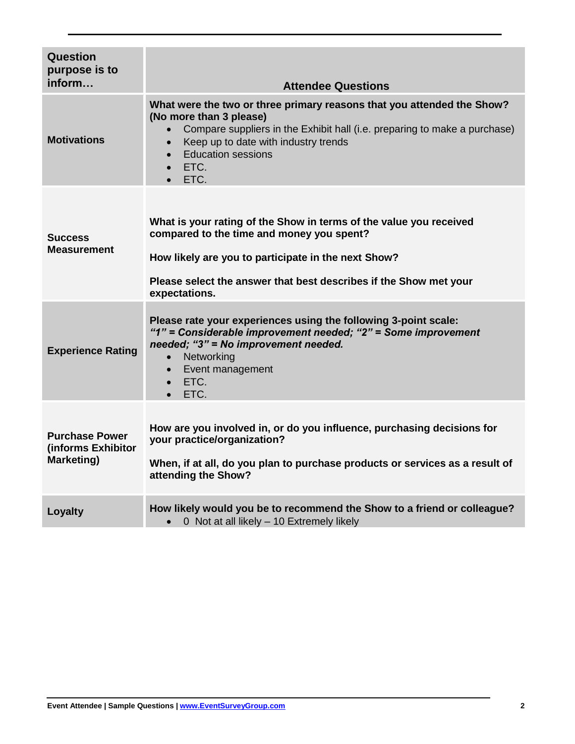| Question purpose is to inform… | Attendee Questions |
|---|---|
| **Motivations** | **What were the two or three primary reasons that you attended the Show? (No more than 3 please)**<br>• Compare suppliers in the Exhibit hall (i.e. preparing to make a purchase)<br>• Keep up to date with industry trends<br>• Education sessions<br>• ETC.<br>• ETC. |
| **Success Measurement** | **What is your rating of the Show in terms of the value you received compared to the time and money you spent?**<br><br>**How likely are you to participate in the next Show?**<br><br>**Please select the answer that best describes if the Show met your expectations.** |
| **Experience Rating** | **Please rate your experiences using the following 3-point scale:** ***"1" = Considerable improvement needed; "2" = Some improvement needed; "3" = No improvement needed.***<br>• Networking<br>• Event management<br>• ETC.<br>• ETC. |
| **Purchase Power (informs Exhibitor Marketing)** | **How are you involved in, or do you influence, purchasing decisions for your practice/organization?**<br><br>**When, if at all, do you plan to purchase products or services as a result of attending the Show?** |
| **Loyalty** | **How likely would you be to recommend the Show to a friend or colleague?**<br>• 0 Not at all likely – 10 Extremely likely |